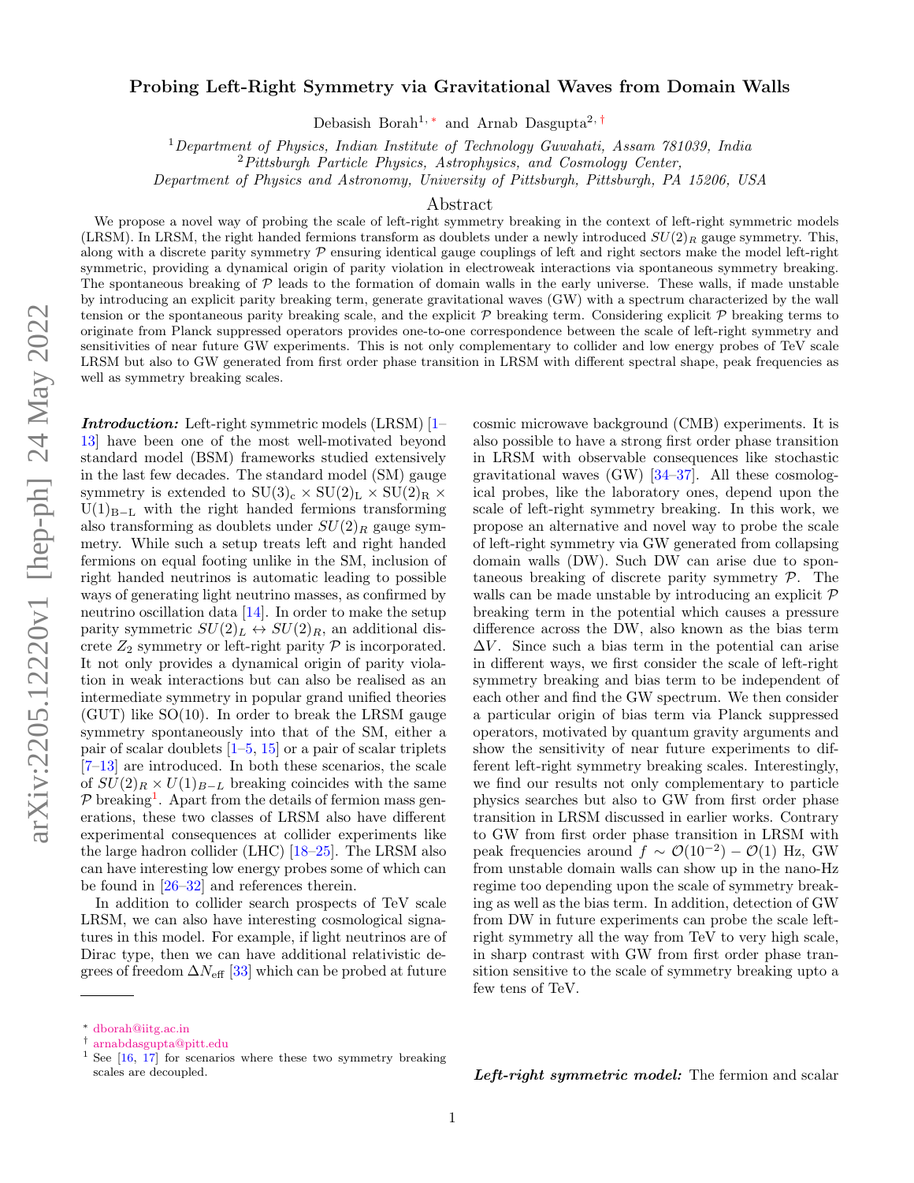# Probing Left-Right Symmetry via Gravitational Waves from Domain Walls

Debasish Borah[1,*] and Arnab Dasgupta[2,†]

[1] *Department of Physics, Indian Institute of Technology Guwahati, Assam 781039, India*
[2] *Pittsburgh Particle Physics, Astrophysics, and Cosmology Center, Department of Physics and Astronomy, University of Pittsburgh, Pittsburgh, PA 15206, USA*

## Abstract

We propose a novel way of probing the scale of left-right symmetry breaking in the context of left-right symmetric models (LRSM). In LRSM, the right handed fermions transform as doublets under a newly introduced $SU(2)_R$ gauge symmetry. This, along with a discrete parity symmetry $\mathcal{P}$ ensuring identical gauge couplings of left and right sectors make the model left-right symmetric, providing a dynamical origin of parity violation in electroweak interactions via spontaneous symmetry breaking. The spontaneous breaking of $\mathcal{P}$ leads to the formation of domain walls in the early universe. These walls, if made unstable by introducing an explicit parity breaking term, generate gravitational waves (GW) with a spectrum characterized by the wall tension or the spontaneous parity breaking scale, and the explicit $\mathcal{P}$ breaking term. Considering explicit $\mathcal{P}$ breaking terms to originate from Planck suppressed operators provides one-to-one correspondence between the scale of left-right symmetry and sensitivities of near future GW experiments. This is not only complementary to collider and low energy probes of TeV scale LRSM but also to GW generated from first order phase transition in LRSM with different spectral shape, peak frequencies as well as symmetry breaking scales.

***Introduction:*** Left-right symmetric models (LRSM) [1–13] have been one of the most well-motivated beyond standard model (BSM) frameworks studied extensively in the last few decades. The standard model (SM) gauge symmetry is extended to $\mathrm{SU(3)_c \times SU(2)_L \times SU(2)_R \times U(1)_{B-L}}$ with the right handed fermions transforming also transforming as doublets under $SU(2)_R$ gauge symmetry. While such a setup treats left and right handed fermions on equal footing unlike in the SM, inclusion of right handed neutrinos is automatic leading to possible ways of generating light neutrino masses, as confirmed by neutrino oscillation data [14]. In order to make the setup parity symmetric $SU(2)_L \leftrightarrow SU(2)_R$, an additional discrete $Z_2$ symmetry or left-right parity $\mathcal{P}$ is incorporated. It not only provides a dynamical origin of parity violation in weak interactions but can also be realised as an intermediate symmetry in popular grand unified theories (GUT) like SO(10). In order to break the LRSM gauge symmetry spontaneously into that of the SM, either a pair of scalar doublets [1–5, 15] or a pair of scalar triplets [7–13] are introduced. In both these scenarios, the scale of $SU(2)_R \times U(1)_{B-L}$ breaking coincides with the same $\mathcal{P}$ breaking[1]. Apart from the details of fermion mass generations, these two classes of LRSM also have different experimental consequences at collider experiments like the large hadron collider (LHC) [18–25]. The LRSM also can have interesting low energy probes some of which can be found in [26–32] and references therein.

In addition to collider search prospects of TeV scale LRSM, we can also have interesting cosmological signatures in this model. For example, if light neutrinos are of Dirac type, then we can have additional relativistic degrees of freedom $\Delta N_{\rm eff}$ [33] which can be probed at future cosmic microwave background (CMB) experiments. It is also possible to have a strong first order phase transition in LRSM with observable consequences like stochastic gravitational waves (GW) [34–37]. All these cosmological probes, like the laboratory ones, depend upon the scale of left-right symmetry breaking. In this work, we propose an alternative and novel way to probe the scale of left-right symmetry via GW generated from collapsing domain walls (DW). Such DW can arise due to spontaneous breaking of discrete parity symmetry $\mathcal{P}$. The walls can be made unstable by introducing an explicit $\mathcal{P}$ breaking term in the potential which causes a pressure difference across the DW, also known as the bias term $\Delta V$. Since such a bias term in the potential can arise in different ways, we first consider the scale of left-right symmetry breaking and bias term to be independent of each other and find the GW spectrum. We then consider a particular origin of bias term via Planck suppressed operators, motivated by quantum gravity arguments and show the sensitivity of near future experiments to different left-right symmetry breaking scales. Interestingly, we find our results not only complementary to particle physics searches but also to GW from first order phase transition in LRSM discussed in earlier works. Contrary to GW from first order phase transition in LRSM with peak frequencies around $f \sim \mathcal{O}(10^{-2}) - \mathcal{O}(1)$ Hz, GW from unstable domain walls can show up in the nano-Hz regime too depending upon the scale of symmetry breaking as well as the bias term. In addition, detection of GW from DW in future experiments can probe the scale left-right symmetry all the way from TeV to very high scale, in sharp contrast with GW from first order phase transition sensitive to the scale of symmetry breaking upto a few tens of TeV.

***Left-right symmetric model:*** The fermion and scalar

---

[*] dborah@iitg.ac.in
[†] arnabdasgupta@pitt.edu
[1] See [16, 17] for scenarios where these two symmetry breaking scales are decoupled.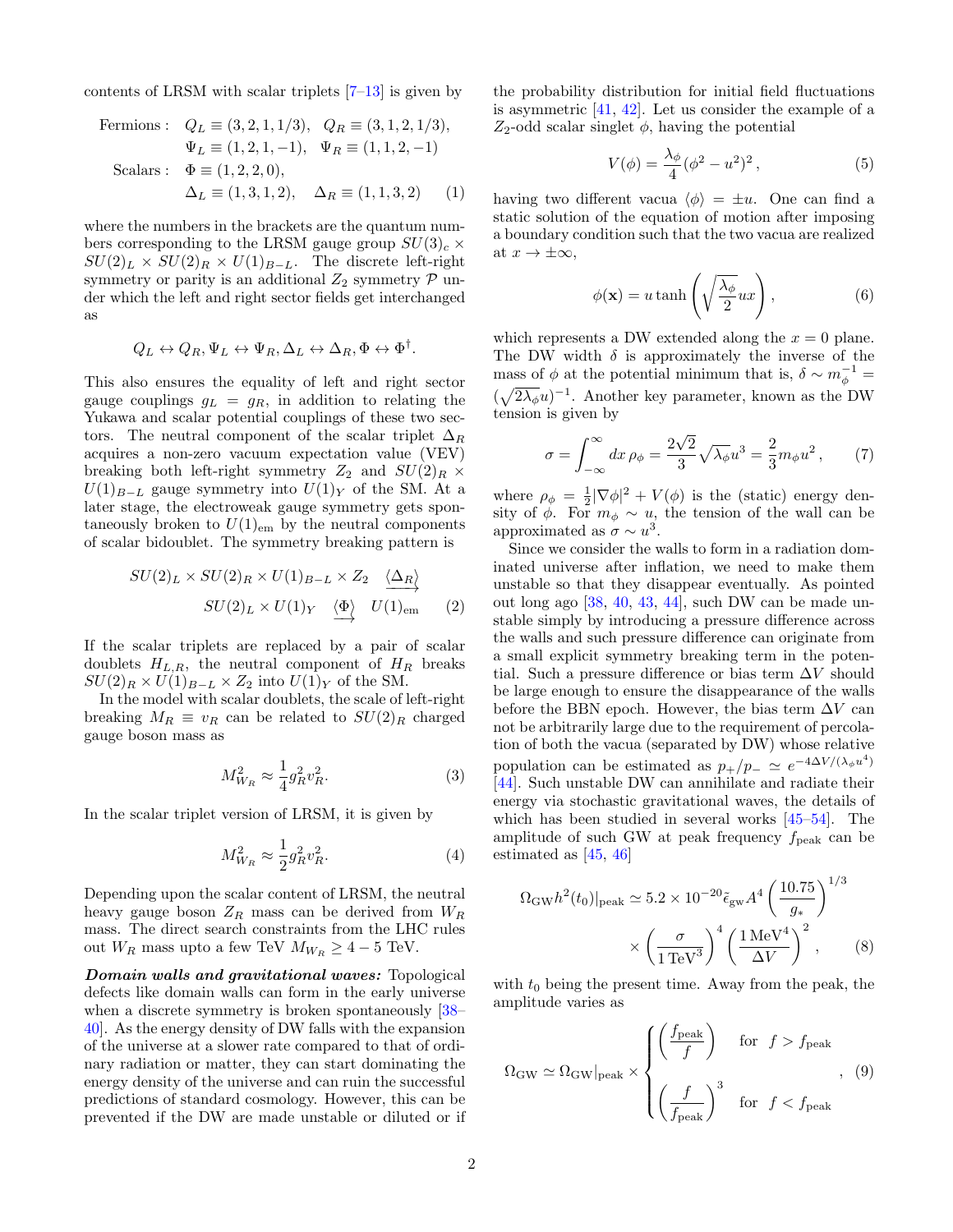contents of LRSM with scalar triplets [7–13] is given by

$$
\begin{aligned}
\text{Fermions}: \quad & Q_L \equiv (3,2,1,1/3), \quad Q_R \equiv (3,1,2,1/3), \\
& \Psi_L \equiv (1,2,1,-1), \quad \Psi_R \equiv (1,1,2,-1) \\
\text{Scalars}: \quad & \Phi \equiv (1,2,2,0), \\
& \Delta_L \equiv (1,3,1,2), \quad \Delta_R \equiv (1,1,3,2)
\end{aligned} \tag{1}
$$

where the numbers in the brackets are the quantum numbers corresponding to the LRSM gauge group $SU(3)_c \times SU(2)_L \times SU(2)_R \times U(1)_{B-L}$. The discrete left-right symmetry or parity is an additional $Z_2$ symmetry $\mathcal{P}$ under which the left and right sector fields get interchanged as

$$
Q_L \leftrightarrow Q_R, \Psi_L \leftrightarrow \Psi_R, \Delta_L \leftrightarrow \Delta_R, \Phi \leftrightarrow \Phi^\dagger.
$$

This also ensures the equality of left and right sector gauge couplings $g_L = g_R$, in addition to relating the Yukawa and scalar potential couplings of these two sectors. The neutral component of the scalar triplet $\Delta_R$ acquires a non-zero vacuum expectation value (VEV) breaking both left-right symmetry $Z_2$ and $SU(2)_R \times U(1)_{B-L}$ gauge symmetry into $U(1)_Y$ of the SM. At a later stage, the electroweak gauge symmetry gets spontaneously broken to $U(1)_{\rm em}$ by the neutral components of scalar bidoublet. The symmetry breaking pattern is

$$
\begin{aligned}
SU(2)_L \times SU(2)_R \times U(1)_{B-L} \times Z_2 \quad & \xrightarrow{\langle \Delta_R \rangle} \\
SU(2)_L \times U(1)_Y \quad & \xrightarrow{\langle \Phi \rangle} \quad U(1)_{\rm em}
\end{aligned} \tag{2}
$$

If the scalar triplets are replaced by a pair of scalar doublets $H_{L,R}$, the neutral component of $H_R$ breaks $SU(2)_R \times U(1)_{B-L} \times Z_2$ into $U(1)_Y$ of the SM.

In the model with scalar doublets, the scale of left-right breaking $M_R \equiv v_R$ can be related to $SU(2)_R$ charged gauge boson mass as

$$
M^2_{W_R} \approx \frac{1}{4} g_R^2 v_R^2. \tag{3}
$$

In the scalar triplet version of LRSM, it is given by

$$
M^2_{W_R} \approx \frac{1}{2} g_R^2 v_R^2. \tag{4}
$$

Depending upon the scalar content of LRSM, the neutral heavy gauge boson $Z_R$ mass can be derived from $W_R$ mass. The direct search constraints from the LHC rules out $W_R$ mass upto a few TeV $M_{W_R} \geq 4-5$ TeV.

***Domain walls and gravitational waves:*** Topological defects like domain walls can form in the early universe when a discrete symmetry is broken spontaneously [38–40]. As the energy density of DW falls with the expansion of the universe at a slower rate compared to that of ordinary radiation or matter, they can start dominating the energy density of the universe and can ruin the successful predictions of standard cosmology. However, this can be prevented if the DW are made unstable or diluted or if the probability distribution for initial field fluctuations is asymmetric [41, 42]. Let us consider the example of a $Z_2$-odd scalar singlet $\phi$, having the potential

$$
V(\phi) = \frac{\lambda_\phi}{4}(\phi^2 - u^2)^2, \tag{5}
$$

having two different vacua $\langle \phi \rangle = \pm u$. One can find a static solution of the equation of motion after imposing a boundary condition such that the two vacua are realized at $x \to \pm\infty$,

$$
\phi(\mathbf{x}) = u \tanh\left(\sqrt{\frac{\lambda_\phi}{2}} u x\right), \tag{6}
$$

which represents a DW extended along the $x = 0$ plane. The DW width $\delta$ is approximately the inverse of the mass of $\phi$ at the potential minimum that is, $\delta \sim m_\phi^{-1} = (\sqrt{2\lambda_\phi} u)^{-1}$. Another key parameter, known as the DW tension is given by

$$
\sigma = \int_{-\infty}^{\infty} dx\, \rho_\phi = \frac{2\sqrt{2}}{3}\sqrt{\lambda_\phi} u^3 = \frac{2}{3} m_\phi u^2, \tag{7}
$$

where $\rho_\phi = \frac{1}{2}|\nabla\phi|^2 + V(\phi)$ is the (static) energy density of $\phi$. For $m_\phi \sim u$, the tension of the wall can be approximated as $\sigma \sim u^3$.

Since we consider the walls to form in a radiation dominated universe after inflation, we need to make them unstable so that they disappear eventually. As pointed out long ago [38, 40, 43, 44], such DW can be made unstable simply by introducing a pressure difference across the walls and such pressure difference can originate from a small explicit symmetry breaking term in the potential. Such a pressure difference or bias term $\Delta V$ should be large enough to ensure the disappearance of the walls before the BBN epoch. However, the bias term $\Delta V$ can not be arbitrarily large due to the requirement of percolation of both the vacua (separated by DW) whose relative population can be estimated as $p_+/p_- \simeq e^{-4\Delta V/(\lambda_\phi u^4)}$ [44]. Such unstable DW can annihilate and radiate their energy via stochastic gravitational waves, the details of which has been studied in several works [45–54]. The amplitude of such GW at peak frequency $f_{\rm peak}$ can be estimated as [45, 46]

$$
\begin{aligned}
\Omega_{\rm GW} h^2(t_0)|_{\rm peak} \simeq 5.2 \times 10^{-20} \tilde{\epsilon}_{\rm gw} A^4 \left(\frac{10.75}{g_*}\right)^{1/3} \\
\times \left(\frac{\sigma}{1\,{\rm TeV}^3}\right)^4 \left(\frac{1\,{\rm MeV}^4}{\Delta V}\right)^2,
\end{aligned} \tag{8}
$$

with $t_0$ being the present time. Away from the peak, the amplitude varies as

$$
\Omega_{\rm GW} \simeq \Omega_{\rm GW}|_{\rm peak} \times \begin{cases} \left(\dfrac{f_{\rm peak}}{f}\right) & \text{for } f > f_{\rm peak} \\[2ex] \left(\dfrac{f}{f_{\rm peak}}\right)^3 & \text{for } f < f_{\rm peak} \end{cases}, \tag{9}
$$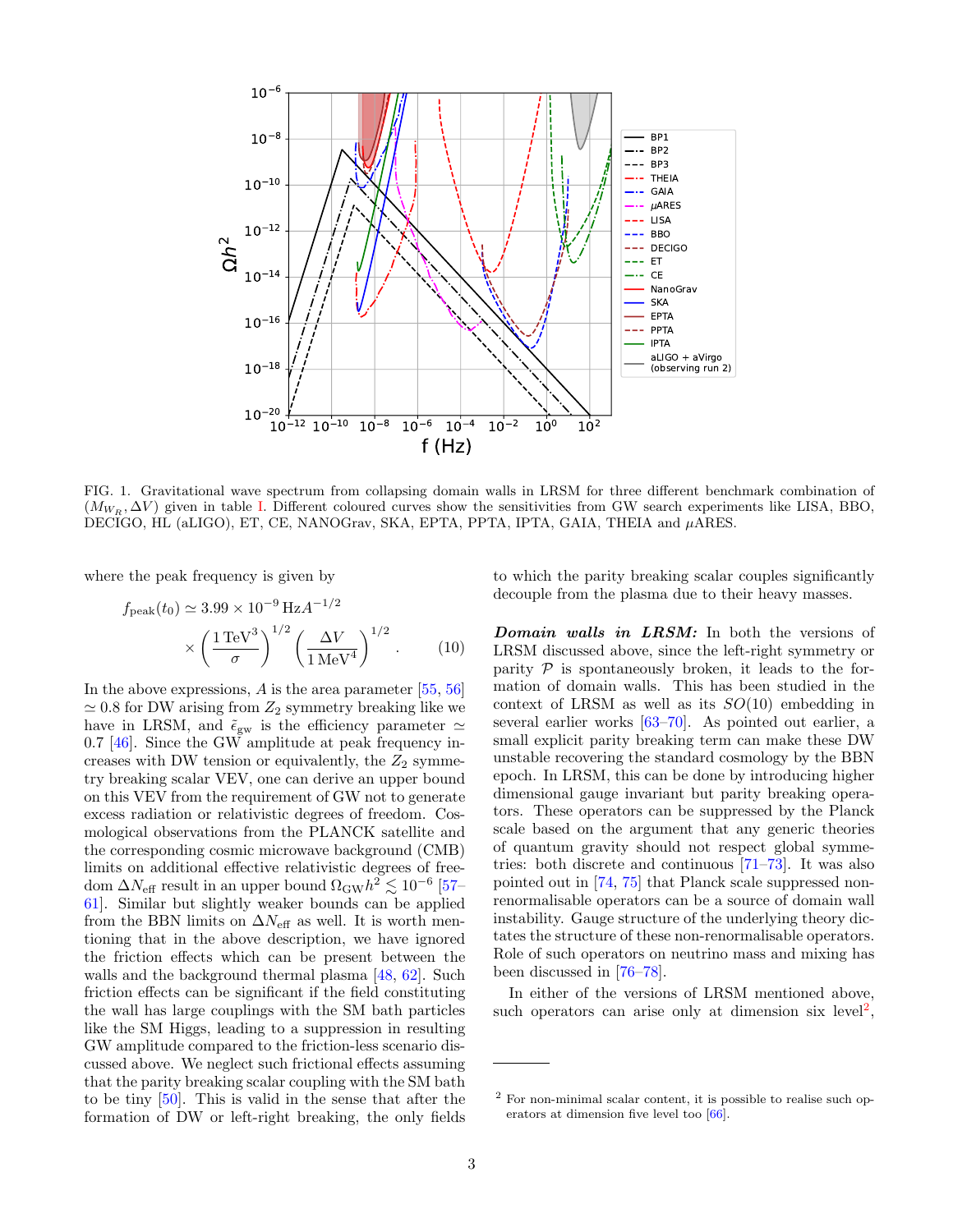FIG. 1. Gravitational wave spectrum from collapsing domain walls in LRSM for three different benchmark combination of $(M_{W_R}, \Delta V)$ given in table I. Different coloured curves show the sensitivities from GW search experiments like LISA, BBO, DECIGO, HL (aLIGO), ET, CE, NANOGrav, SKA, EPTA, PPTA, IPTA, GAIA, THEIA and $\mu$ARES.

where the peak frequency is given by

$$f_{\rm peak}(t_0) \simeq 3.99 \times 10^{-9}\,{\rm Hz} A^{-1/2} \times \left(\frac{1\,{\rm TeV}^3}{\sigma}\right)^{1/2} \left(\frac{\Delta V}{1\,{\rm MeV}^4}\right)^{1/2}. \tag{10}$$

In the above expressions, $A$ is the area parameter [55, 56] $\simeq 0.8$ for DW arising from $Z_2$ symmetry breaking like we have in LRSM, and $\tilde{\epsilon}_{\rm gw}$ is the efficiency parameter $\simeq 0.7$ [46]. Since the GW amplitude at peak frequency increases with DW tension or equivalently, the $Z_2$ symmetry breaking scalar VEV, one can derive an upper bound on this VEV from the requirement of GW not to generate excess radiation or relativistic degrees of freedom. Cosmological observations from the PLANCK satellite and the corresponding cosmic microwave background (CMB) limits on additional effective relativistic degrees of freedom $\Delta N_{\rm eff}$ result in an upper bound $\Omega_{\rm GW}h^2 \lesssim 10^{-6}$ [57–61]. Similar but slightly weaker bounds can be applied from the BBN limits on $\Delta N_{\rm eff}$ as well. It is worth mentioning that in the above description, we have ignored the friction effects which can be present between the walls and the background thermal plasma [48, 62]. Such friction effects can be significant if the field constituting the wall has large couplings with the SM bath particles like the SM Higgs, leading to a suppression in resulting GW amplitude compared to the friction-less scenario discussed above. We neglect such frictional effects assuming that the parity breaking scalar coupling with the SM bath to be tiny [50]. This is valid in the sense that after the formation of DW or left-right breaking, the only fields to which the parity breaking scalar couples significantly decouple from the plasma due to their heavy masses.

***Domain walls in LRSM:*** In both the versions of LRSM discussed above, since the left-right symmetry or parity $\mathcal{P}$ is spontaneously broken, it leads to the formation of domain walls. This has been studied in the context of LRSM as well as its $SO(10)$ embedding in several earlier works [63–70]. As pointed out earlier, a small explicit parity breaking term can make these DW unstable recovering the standard cosmology by the BBN epoch. In LRSM, this can be done by introducing higher dimensional gauge invariant but parity breaking operators. These operators can be suppressed by the Planck scale based on the argument that any generic theories of quantum gravity should not respect global symmetries: both discrete and continuous [71–73]. It was also pointed out in [74, 75] that Planck scale suppressed non-renormalisable operators can be a source of domain wall instability. Gauge structure of the underlying theory dictates the structure of these non-renormalisable operators. Role of such operators on neutrino mass and mixing has been discussed in [76–78].

In either of the versions of LRSM mentioned above, such operators can arise only at dimension six level[2],

[2] For non-minimal scalar content, it is possible to realise such operators at dimension five level too [66].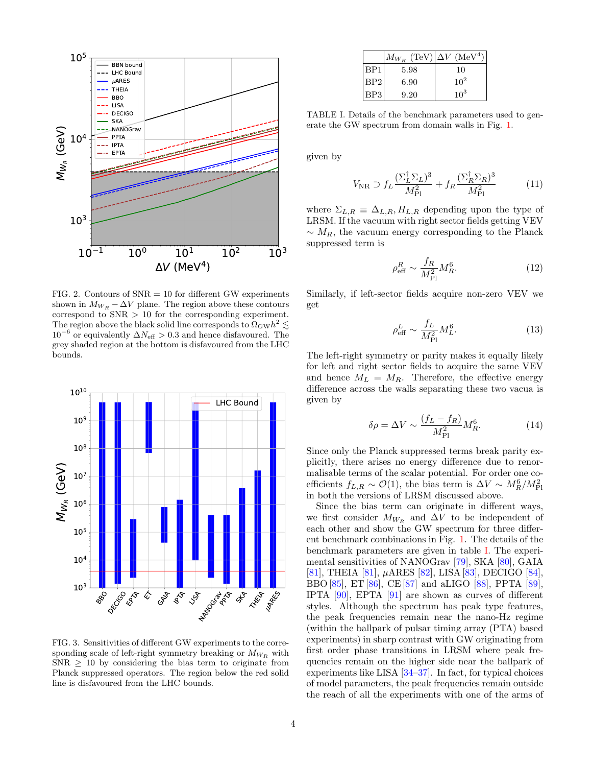FIG. 2. Contours of SNR = 10 for different GW experiments shown in $M_{W_R} - \Delta V$ plane. The region above these contours correspond to SNR > 10 for the corresponding experiment. The region above the black solid line corresponds to $\Omega_{\rm GW}h^2 \lesssim 10^{-6}$ or equivalently $\Delta N_{\rm eff} > 0.3$ and hence disfavoured. The grey shaded region at the bottom is disfavoured from the LHC bounds.

FIG. 3. Sensitivities of different GW experiments to the corresponding scale of left-right symmetry breaking or $M_{W_R}$ with SNR $\geq$ 10 by considering the bias term to originate from Planck suppressed operators. The region below the red solid line is disfavoured from the LHC bounds.

| | $M_{W_R}$ (TeV) | $\Delta V$ (MeV$^4$) |
|---|---|---|
| BP1 | 5.98 | 10 |
| BP2 | 6.90 | $10^2$ |
| BP3 | 9.20 | $10^3$ |

TABLE I. Details of the benchmark parameters used to generate the GW spectrum from domain walls in Fig. 1.

given by

$$V_{\rm NR} \supset f_L \frac{(\Sigma_L^\dagger \Sigma_L)^3}{M_{\rm Pl}^2} + f_R \frac{(\Sigma_R^\dagger \Sigma_R)^3}{M_{\rm Pl}^2} \tag{11}$$

where $\Sigma_{L,R} \equiv \Delta_{L,R}, H_{L,R}$ depending upon the type of LRSM. If the vacuum with right sector fields getting VEV $\sim M_R$, the vacuum energy corresponding to the Planck suppressed term is

$$\rho_{\rm eff}^R \sim \frac{f_R}{M_{\rm Pl}^2} M_R^6. \tag{12}$$

Similarly, if left-sector fields acquire non-zero VEV we get

$$\rho_{\rm eff}^L \sim \frac{f_L}{M_{\rm Pl}^2} M_L^6. \tag{13}$$

The left-right symmetry or parity makes it equally likely for left and right sector fields to acquire the same VEV and hence $M_L = M_R$. Therefore, the effective energy difference across the walls separating these two vacua is given by

$$\delta\rho = \Delta V \sim \frac{(f_L - f_R)}{M_{\rm Pl}^2} M_R^6. \tag{14}$$

Since only the Planck suppressed terms break parity explicitly, there arises no energy difference due to renormalisable terms of the scalar potential. For order one coefficients $f_{L,R} \sim \mathcal{O}(1)$, the bias term is $\Delta V \sim M_R^6/M_{\rm Pl}^2$ in both the versions of LRSM discussed above.

Since the bias term can originate in different ways, we first consider $M_{W_R}$ and $\Delta V$ to be independent of each other and show the GW spectrum for three different benchmark combinations in Fig. 1. The details of the benchmark parameters are given in table I. The experimental sensitivities of NANOGrav [79], SKA [80], GAIA [81], THEIA [81], $\mu$ARES [82], LISA [83], DECIGO [84], BBO [85], ET [86], CE [87] and aLIGO [88], PPTA [89], IPTA [90], EPTA [91] are shown as curves of different styles. Although the spectrum has peak type features, the peak frequencies remain near the nano-Hz regime (within the ballpark of pulsar timing array (PTA) based experiments) in sharp contrast with GW originating from first order phase transitions in LRSM where peak frequencies remain on the higher side near the ballpark of experiments like LISA [34–37]. In fact, for typical choices of model parameters, the peak frequencies remain outside the reach of all the experiments with one of the arms of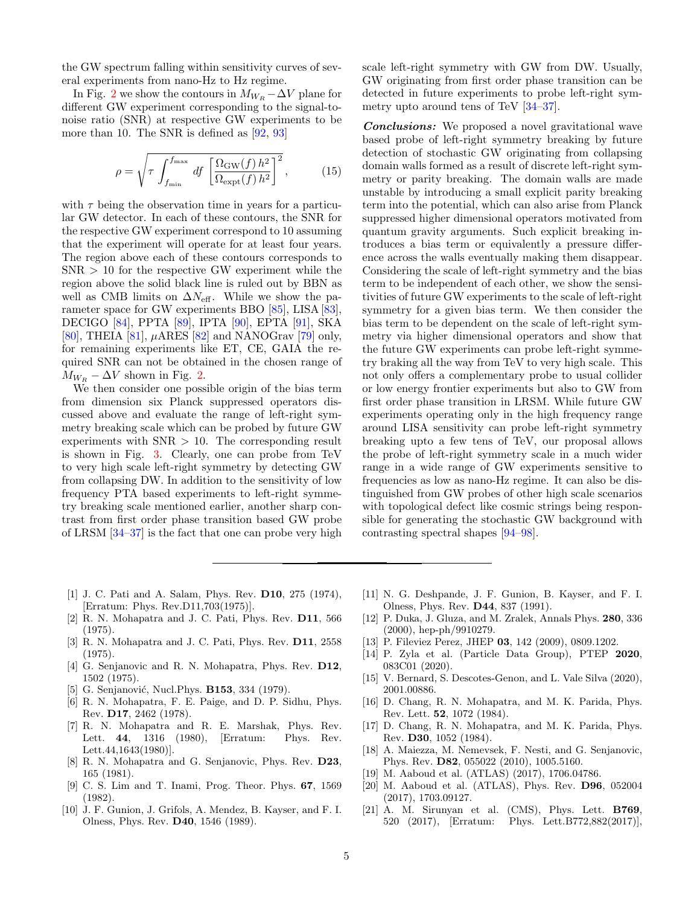the GW spectrum falling within sensitivity curves of several experiments from nano-Hz to Hz regime.

In Fig. 2 we show the contours in $M_{W_R} - \Delta V$ plane for different GW experiment corresponding to the signal-to-noise ratio (SNR) at respective GW experiments to be more than 10. The SNR is defined as [92, 93]

$$\rho = \sqrt{\tau \int_{f_{\rm min}}^{f_{\rm max}} df \left[\frac{\Omega_{\rm GW}(f)\, h^2}{\Omega_{\rm expt}(f)\, h^2}\right]^2}, \tag{15}$$

with $\tau$ being the observation time in years for a particular GW detector. In each of these contours, the SNR for the respective GW experiment correspond to 10 assuming that the experiment will operate for at least four years. The region above each of these contours corresponds to SNR $> 10$ for the respective GW experiment while the region above the solid black line is ruled out by BBN as well as CMB limits on $\Delta N_{\rm eff}$. While we show the parameter space for GW experiments BBO [85], LISA [83], DECIGO [84], PPTA [89], IPTA [90], EPTA [91], SKA [80], THEIA [81], $\mu$ARES [82] and NANOGrav [79] only, for remaining experiments like ET, CE, GAIA the required SNR can not be obtained in the chosen range of $M_{W_R} - \Delta V$ shown in Fig. 2.

We then consider one possible origin of the bias term from dimension six Planck suppressed operators discussed above and evaluate the range of left-right symmetry breaking scale which can be probed by future GW experiments with SNR $> 10$. The corresponding result is shown in Fig. 3. Clearly, one can probe from TeV to very high scale left-right symmetry by detecting GW from collapsing DW. In addition to the sensitivity of low frequency PTA based experiments to left-right symmetry breaking scale mentioned earlier, another sharp contrast from first order phase transition based GW probe of LRSM [34–37] is the fact that one can probe very high scale left-right symmetry with GW from DW. Usually, GW originating from first order phase transition can be detected in future experiments to probe left-right symmetry upto around tens of TeV [34–37].

***Conclusions:*** We proposed a novel gravitational wave based probe of left-right symmetry breaking by future detection of stochastic GW originating from collapsing domain walls formed as a result of discrete left-right symmetry or parity breaking. The domain walls are made unstable by introducing a small explicit parity breaking term into the potential, which can also arise from Planck suppressed higher dimensional operators motivated from quantum gravity arguments. Such explicit breaking introduces a bias term or equivalently a pressure difference across the walls eventually making them disappear. Considering the scale of left-right symmetry and the bias term to be independent of each other, we show the sensitivities of future GW experiments to the scale of left-right symmetry for a given bias term. We then consider the bias term to be dependent on the scale of left-right symmetry via higher dimensional operators and show that the future GW experiments can probe left-right symmetry braking all the way from TeV to very high scale. This not only offers a complementary probe to usual collider or low energy frontier experiments but also to GW from first order phase transition in LRSM. While future GW experiments operating only in the high frequency range around LISA sensitivity can probe left-right symmetry breaking upto a few tens of TeV, our proposal allows the probe of left-right symmetry scale in a much wider range in a wide range of GW experiments sensitive to frequencies as low as nano-Hz regime. It can also be distinguished from GW probes of other high scale scenarios with topological defect like cosmic strings being responsible for generating the stochastic GW background with contrasting spectral shapes [94–98].

---

[1] J. C. Pati and A. Salam, Phys. Rev. **D10**, 275 (1974), [Erratum: Phys. Rev.D11,703(1975)].

[2] R. N. Mohapatra and J. C. Pati, Phys. Rev. **D11**, 566 (1975).

[3] R. N. Mohapatra and J. C. Pati, Phys. Rev. **D11**, 2558 (1975).

[4] G. Senjanovic and R. N. Mohapatra, Phys. Rev. **D12**, 1502 (1975).

[5] G. Senjanović, Nucl.Phys. **B153**, 334 (1979).

[6] R. N. Mohapatra, F. E. Paige, and D. P. Sidhu, Phys. Rev. **D17**, 2462 (1978).

[7] R. N. Mohapatra and R. E. Marshak, Phys. Rev. Lett. **44**, 1316 (1980), [Erratum: Phys. Rev. Lett.44,1643(1980)].

[8] R. N. Mohapatra and G. Senjanovic, Phys. Rev. **D23**, 165 (1981).

[9] C. S. Lim and T. Inami, Prog. Theor. Phys. **67**, 1569 (1982).

[10] J. F. Gunion, J. Grifols, A. Mendez, B. Kayser, and F. I. Olness, Phys. Rev. **D40**, 1546 (1989).

[11] N. G. Deshpande, J. F. Gunion, B. Kayser, and F. I. Olness, Phys. Rev. **D44**, 837 (1991).

[12] P. Duka, J. Gluza, and M. Zralek, Annals Phys. **280**, 336 (2000), hep-ph/9910279.

[13] P. Fileviez Perez, JHEP **03**, 142 (2009), 0809.1202.

[14] P. Zyla et al. (Particle Data Group), PTEP **2020**, 083C01 (2020).

[15] V. Bernard, S. Descotes-Genon, and L. Vale Silva (2020), 2001.00886.

[16] D. Chang, R. N. Mohapatra, and M. K. Parida, Phys. Rev. Lett. **52**, 1072 (1984).

[17] D. Chang, R. N. Mohapatra, and M. K. Parida, Phys. Rev. **D30**, 1052 (1984).

[18] A. Maiezza, M. Nemevsek, F. Nesti, and G. Senjanovic, Phys. Rev. **D82**, 055022 (2010), 1005.5160.

[19] M. Aaboud et al. (ATLAS) (2017), 1706.04786.

[20] M. Aaboud et al. (ATLAS), Phys. Rev. **D96**, 052004 (2017), 1703.09127.

[21] A. M. Sirunyan et al. (CMS), Phys. Lett. **B769**, 520 (2017), [Erratum: Phys. Lett.B772,882(2017)],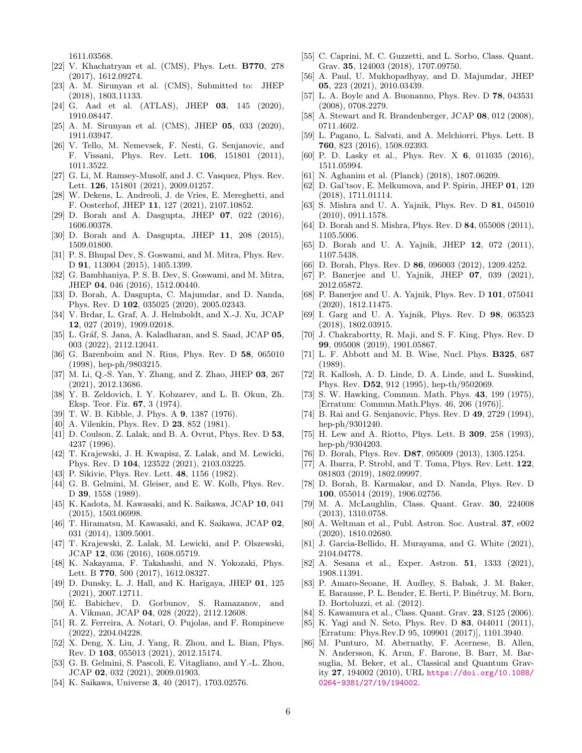1611.03568.

[22] V. Khachatryan et al. (CMS), Phys. Lett. **B770**, 278 (2017), 1612.09274.

[23] A. M. Sirunyan et al. (CMS), Submitted to: JHEP (2018), 1803.11133.

[24] G. Aad et al. (ATLAS), JHEP **03**, 145 (2020), 1910.08447.

[25] A. M. Sirunyan et al. (CMS), JHEP **05**, 033 (2020), 1911.03947.

[26] V. Tello, M. Nemevsek, F. Nesti, G. Senjanovic, and F. Vissani, Phys. Rev. Lett. **106**, 151801 (2011), 1011.3522.

[27] G. Li, M. Ramsey-Musolf, and J. C. Vasquez, Phys. Rev. Lett. **126**, 151801 (2021), 2009.01257.

[28] W. Dekens, L. Andreoli, J. de Vries, E. Mereghetti, and F. Oosterhof, JHEP **11**, 127 (2021), 2107.10852.

[29] D. Borah and A. Dasgupta, JHEP **07**, 022 (2016), 1606.00378.

[30] D. Borah and A. Dasgupta, JHEP **11**, 208 (2015), 1509.01800.

[31] P. S. Bhupal Dev, S. Goswami, and M. Mitra, Phys. Rev. D **91**, 113004 (2015), 1405.1399.

[32] G. Bambhaniya, P. S. B. Dev, S. Goswami, and M. Mitra, JHEP **04**, 046 (2016), 1512.00440.

[33] D. Borah, A. Dasgupta, C. Majumdar, and D. Nanda, Phys. Rev. D **102**, 035025 (2020), 2005.02343.

[34] V. Brdar, L. Graf, A. J. Helmboldt, and X.-J. Xu, JCAP **12**, 027 (2019), 1909.02018.

[35] L. Gráf, S. Jana, A. Kaladharan, and S. Saad, JCAP **05**, 003 (2022), 2112.12041.

[36] G. Barenboim and N. Rius, Phys. Rev. D **58**, 065010 (1998), hep-ph/9803215.

[37] M. Li, Q.-S. Yan, Y. Zhang, and Z. Zhao, JHEP **03**, 267 (2021), 2012.13686.

[38] Y. B. Zeldovich, I. Y. Kobzarev, and L. B. Okun, Zh. Eksp. Teor. Fiz. **67**, 3 (1974).

[39] T. W. B. Kibble, J. Phys. A **9**, 1387 (1976).

[40] A. Vilenkin, Phys. Rev. D **23**, 852 (1981).

[41] D. Coulson, Z. Lalak, and B. A. Ovrut, Phys. Rev. D **53**, 4237 (1996).

[42] T. Krajewski, J. H. Kwapisz, Z. Lalak, and M. Lewicki, Phys. Rev. D **104**, 123522 (2021), 2103.03225.

[43] P. Sikivie, Phys. Rev. Lett. **48**, 1156 (1982).

[44] G. B. Gelmini, M. Gleiser, and E. W. Kolb, Phys. Rev. D **39**, 1558 (1989).

[45] K. Kadota, M. Kawasaki, and K. Saikawa, JCAP **10**, 041 (2015), 1503.06998.

[46] T. Hiramatsu, M. Kawasaki, and K. Saikawa, JCAP **02**, 031 (2014), 1309.5001.

[47] T. Krajewski, Z. Lalak, M. Lewicki, and P. Olszewski, JCAP **12**, 036 (2016), 1608.05719.

[48] K. Nakayama, F. Takahashi, and N. Yokozaki, Phys. Lett. B **770**, 500 (2017), 1612.08327.

[49] D. Dunsky, L. J. Hall, and K. Harigaya, JHEP **01**, 125 (2021), 2007.12711.

[50] E. Babichev, D. Gorbunov, S. Ramazanov, and A. Vikman, JCAP **04**, 028 (2022), 2112.12608.

[51] R. Z. Ferreira, A. Notari, O. Pujolas, and F. Rompineve (2022), 2204.04228.

[52] X. Deng, X. Liu, J. Yang, R. Zhou, and L. Bian, Phys. Rev. D **103**, 055013 (2021), 2012.15174.

[53] G. B. Gelmini, S. Pascoli, E. Vitagliano, and Y.-L. Zhou, JCAP **02**, 032 (2021), 2009.01903.

[54] K. Saikawa, Universe **3**, 40 (2017), 1703.02576.

[55] C. Caprini, M. C. Guzzetti, and L. Sorbo, Class. Quant. Grav. **35**, 124003 (2018), 1707.09750.

[56] A. Paul, U. Mukhopadhyay, and D. Majumdar, JHEP **05**, 223 (2021), 2010.03439.

[57] L. A. Boyle and A. Buonanno, Phys. Rev. D **78**, 043531 (2008), 0708.2279.

[58] A. Stewart and R. Brandenberger, JCAP **08**, 012 (2008), 0711.4602.

[59] L. Pagano, L. Salvati, and A. Melchiorri, Phys. Lett. B **760**, 823 (2016), 1508.02393.

[60] P. D. Lasky et al., Phys. Rev. X **6**, 011035 (2016), 1511.05994.

[61] N. Aghanim et al. (Planck) (2018), 1807.06209.

[62] D. Gal'tsov, E. Melkumova, and P. Spirin, JHEP **01**, 120 (2018), 1711.01114.

[63] S. Mishra and U. A. Yajnik, Phys. Rev. D **81**, 045010 (2010), 0911.1578.

[64] D. Borah and S. Mishra, Phys. Rev. D **84**, 055008 (2011), 1105.5006.

[65] D. Borah and U. A. Yajnik, JHEP **12**, 072 (2011), 1107.5438.

[66] D. Borah, Phys. Rev. D **86**, 096003 (2012), 1209.4252.

[67] P. Banerjee and U. Yajnik, JHEP **07**, 039 (2021), 2012.05872.

[68] P. Banerjee and U. A. Yajnik, Phys. Rev. D **101**, 075041 (2020), 1812.11475.

[69] I. Garg and U. A. Yajnik, Phys. Rev. D **98**, 063523 (2018), 1802.03915.

[70] J. Chakrabortty, R. Maji, and S. F. King, Phys. Rev. D **99**, 095008 (2019), 1901.05867.

[71] L. F. Abbott and M. B. Wise, Nucl. Phys. **B325**, 687 (1989).

[72] R. Kallosh, A. D. Linde, D. A. Linde, and L. Susskind, Phys. Rev. **D52**, 912 (1995), hep-th/9502069.

[73] S. W. Hawking, Commun. Math. Phys. **43**, 199 (1975), [Erratum: Commun.Math.Phys. 46, 206 (1976)].

[74] B. Rai and G. Senjanovic, Phys. Rev. D **49**, 2729 (1994), hep-ph/9301240.

[75] H. Lew and A. Riotto, Phys. Lett. B **309**, 258 (1993), hep-ph/9304203.

[76] D. Borah, Phys. Rev. **D87**, 095009 (2013), 1305.1254.

[77] A. Ibarra, P. Strobl, and T. Toma, Phys. Rev. Lett. **122**, 081803 (2019), 1802.09997.

[78] D. Borah, B. Karmakar, and D. Nanda, Phys. Rev. D **100**, 055014 (2019), 1906.02756.

[79] M. A. McLaughlin, Class. Quant. Grav. **30**, 224008 (2013), 1310.0758.

[80] A. Weltman et al., Publ. Astron. Soc. Austral. **37**, e002 (2020), 1810.02680.

[81] J. Garcia-Bellido, H. Murayama, and G. White (2021), 2104.04778.

[82] A. Sesana et al., Exper. Astron. **51**, 1333 (2021), 1908.11391.

[83] P. Amaro-Seoane, H. Audley, S. Babak, J. M. Baker, E. Barausse, P. L. Bender, E. Berti, P. Binétruy, M. Born, D. Bortoluzzi, et al. (2012).

[84] S. Kawamura et al., Class. Quant. Grav. **23**, S125 (2006).

[85] K. Yagi and N. Seto, Phys. Rev. D **83**, 044011 (2011), [Erratum: Phys.Rev.D 95, 109901 (2017)], 1101.3940.

[86] M. Punturo, M. Abernathy, F. Acernese, B. Allen, N. Andersson, K. Arun, F. Barone, B. Barr, M. Barsuglia, M. Beker, et al., Classical and Quantum Gravity **27**, 194002 (2010), URL https://doi.org/10.1088/0264-9381/27/19/194002.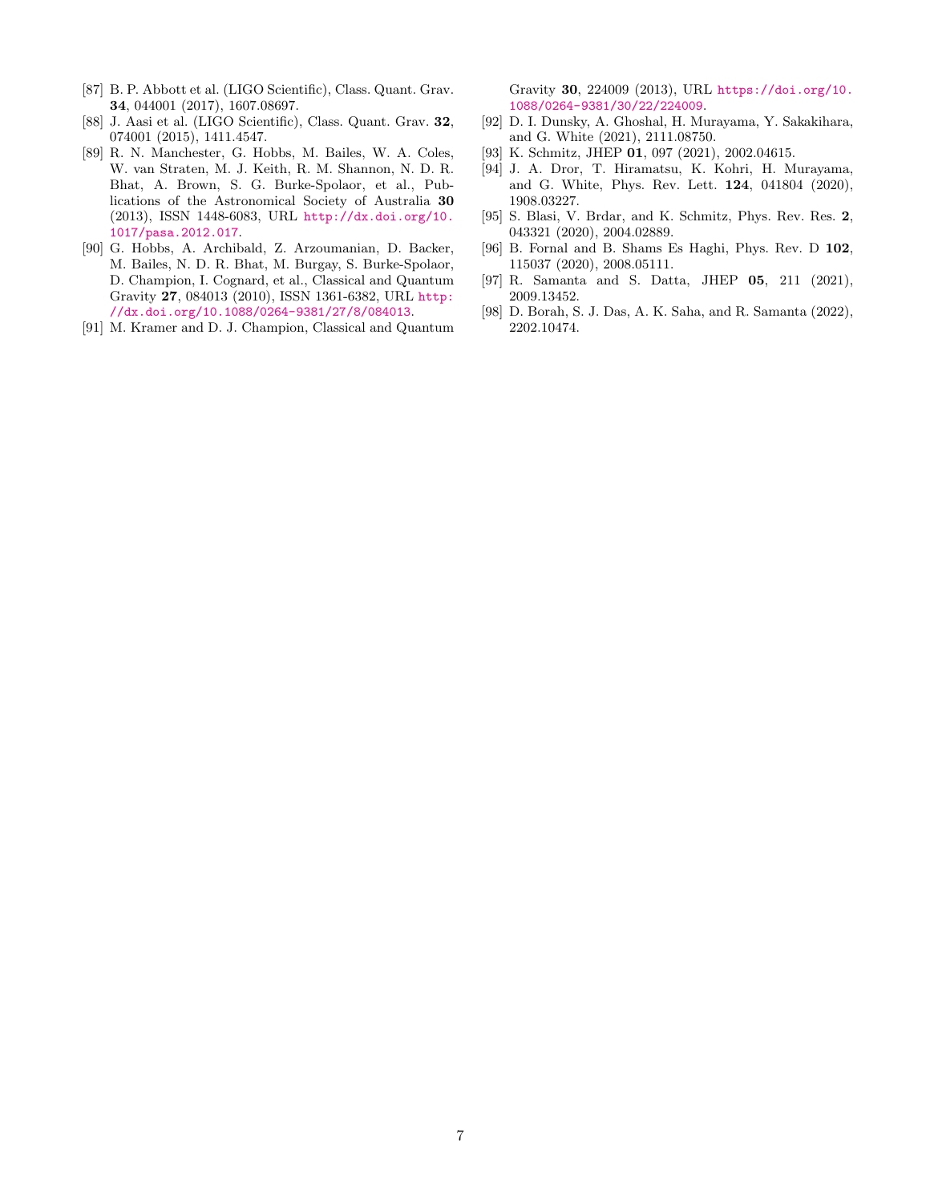[87] B. P. Abbott et al. (LIGO Scientific), Class. Quant. Grav. **34**, 044001 (2017), 1607.08697.

[88] J. Aasi et al. (LIGO Scientific), Class. Quant. Grav. **32**, 074001 (2015), 1411.4547.

[89] R. N. Manchester, G. Hobbs, M. Bailes, W. A. Coles, W. van Straten, M. J. Keith, R. M. Shannon, N. D. R. Bhat, A. Brown, S. G. Burke-Spolaor, et al., Publications of the Astronomical Society of Australia **30** (2013), ISSN 1448-6083, URL http://dx.doi.org/10.1017/pasa.2012.017.

[90] G. Hobbs, A. Archibald, Z. Arzoumanian, D. Backer, M. Bailes, N. D. R. Bhat, M. Burgay, S. Burke-Spolaor, D. Champion, I. Cognard, et al., Classical and Quantum Gravity **27**, 084013 (2010), ISSN 1361-6382, URL http://dx.doi.org/10.1088/0264-9381/27/8/084013.

[91] M. Kramer and D. J. Champion, Classical and Quantum Gravity **30**, 224009 (2013), URL https://doi.org/10.1088/0264-9381/30/22/224009.

[92] D. I. Dunsky, A. Ghoshal, H. Murayama, Y. Sakakihara, and G. White (2021), 2111.08750.

[93] K. Schmitz, JHEP **01**, 097 (2021), 2002.04615.

[94] J. A. Dror, T. Hiramatsu, K. Kohri, H. Murayama, and G. White, Phys. Rev. Lett. **124**, 041804 (2020), 1908.03227.

[95] S. Blasi, V. Brdar, and K. Schmitz, Phys. Rev. Res. **2**, 043321 (2020), 2004.02889.

[96] B. Fornal and B. Shams Es Haghi, Phys. Rev. D **102**, 115037 (2020), 2008.05111.

[97] R. Samanta and S. Datta, JHEP **05**, 211 (2021), 2009.13452.

[98] D. Borah, S. J. Das, A. K. Saha, and R. Samanta (2022), 2202.10474.